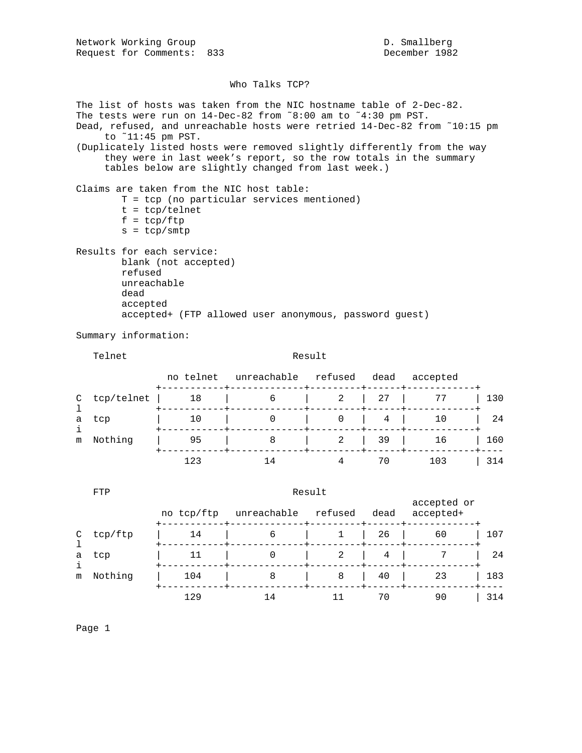Network Working Group D. Smallberg
Request for Comments: 833 December 1982

# Who Talks TCP?

The list of hosts was taken from the NIC hostname table of 2-Dec-82.
The tests were run on 14-Dec-82 from ~8:00 am to ~4:30 pm PST.
Dead, refused, and unreachable hosts were retried 14-Dec-82 from ~10:15 pm to ~11:45 pm PST.
(Duplicately listed hosts were removed slightly differently from the way they were in last week's report, so the row totals in the summary tables below are slightly changed from last week.)

Claims are taken from the NIC host table:

- T = tcp (no particular services mentioned)
- t = tcp/telnet
- f = tcp/ftp
- s = tcp/smtp

Results for each service:

- blank (not accepted)
- refused
- unreachable
- dead
- accepted
- accepted+ (FTP allowed user anonymous, password guest)

Summary information:

**Telnet**

| Claim | no telnet | unreachable | refused | dead | accepted | Total |
|---|---|---|---|---|---|---|
| tcp/telnet | 18 | 6 | 2 | 27 | 77 | 130 |
| tcp | 10 | 0 | 0 | 4 | 10 | 24 |
| Nothing | 95 | 8 | 2 | 39 | 16 | 160 |
| | 123 | 14 | 4 | 70 | 103 | 314 |

**FTP**

| Claim | no tcp/ftp | unreachable | refused | dead | accepted or accepted+ | Total |
|---|---|---|---|---|---|---|
| tcp/ftp | 14 | 6 | 1 | 26 | 60 | 107 |
| tcp | 11 | 0 | 2 | 4 | 7 | 24 |
| Nothing | 104 | 8 | 8 | 40 | 23 | 183 |
| | 129 | 14 | 11 | 70 | 90 | 314 |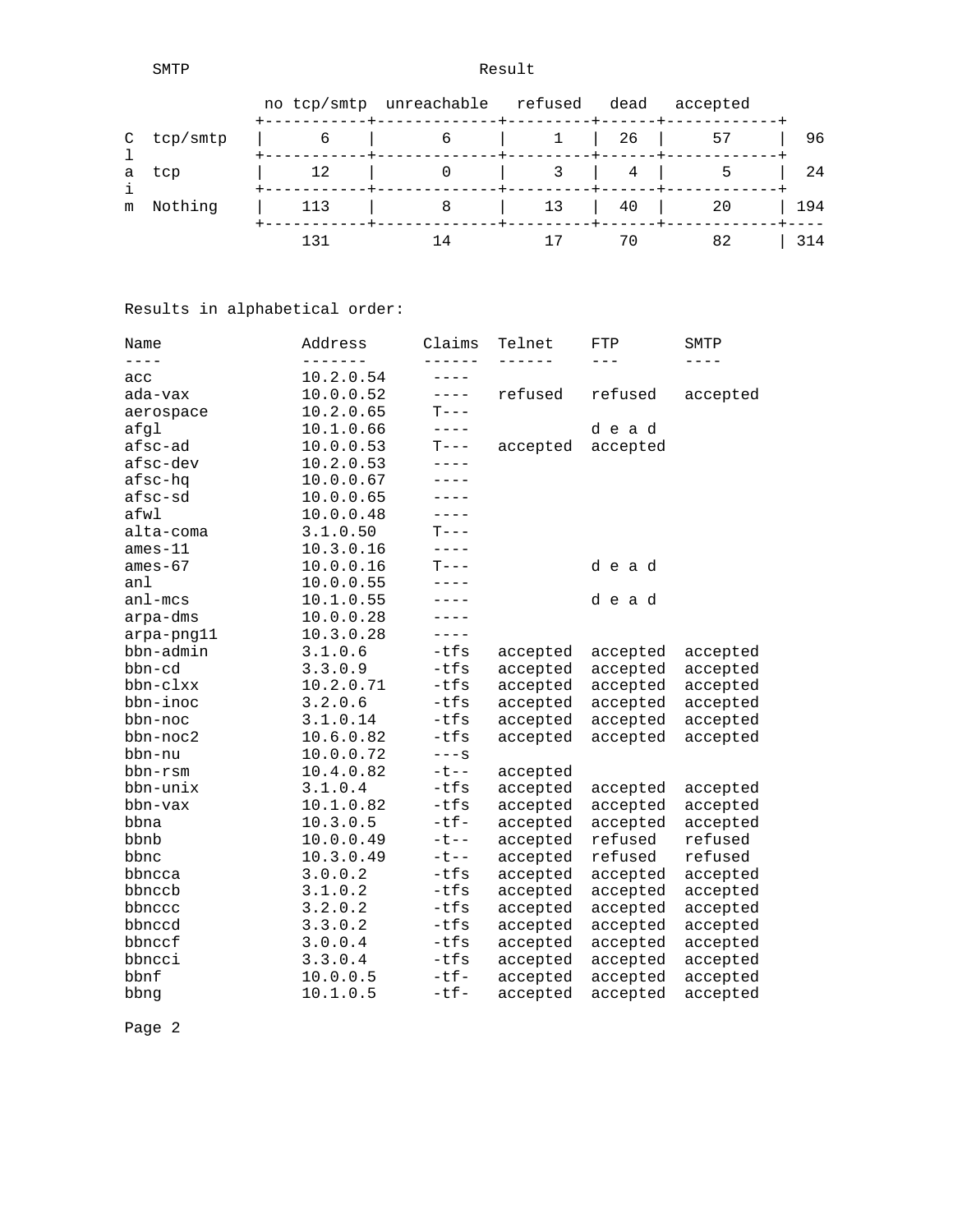| SMTP | | Result | | | | | |
|---|---|---|---|---|---|---|---|
| | | no tcp/smtp | unreachable | refused | dead | accepted | |
| Claim | tcp/smtp | 6 | 6 | 1 | 26 | 57 | 96 |
| | tcp | 12 | 0 | 3 | 4 | 5 | 24 |
| | Nothing | 113 | 8 | 13 | 40 | 20 | 194 |
| | | 131 | 14 | 17 | 70 | 82 | 314 |

Results in alphabetical order:

| Name | Address | Claims | Telnet | FTP | SMTP |
|---|---|---|---|---|---|
| acc | 10.2.0.54 | ---- | | | |
| ada-vax | 10.0.0.52 | ---- | refused | refused | accepted |
| aerospace | 10.2.0.65 | T--- | | | |
| afgl | 10.1.0.66 | ---- | | d e a d | |
| afsc-ad | 10.0.0.53 | T--- | accepted | accepted | |
| afsc-dev | 10.2.0.53 | ---- | | | |
| afsc-hq | 10.0.0.67 | ---- | | | |
| afsc-sd | 10.0.0.65 | ---- | | | |
| afwl | 10.0.0.48 | ---- | | | |
| alta-coma | 3.1.0.50 | T--- | | | |
| ames-11 | 10.3.0.16 | ---- | | | |
| ames-67 | 10.0.0.16 | T--- | | d e a d | |
| anl | 10.0.0.55 | ---- | | | |
| anl-mcs | 10.1.0.55 | ---- | | d e a d | |
| arpa-dms | 10.0.0.28 | ---- | | | |
| arpa-png11 | 10.3.0.28 | ---- | | | |
| bbn-admin | 3.1.0.6 | -tfs | accepted | accepted | accepted |
| bbn-cd | 3.3.0.9 | -tfs | accepted | accepted | accepted |
| bbn-clxx | 10.2.0.71 | -tfs | accepted | accepted | accepted |
| bbn-inoc | 3.2.0.6 | -tfs | accepted | accepted | accepted |
| bbn-noc | 3.1.0.14 | -tfs | accepted | accepted | accepted |
| bbn-noc2 | 10.6.0.82 | -tfs | accepted | accepted | accepted |
| bbn-nu | 10.0.0.72 | ---s | | | |
| bbn-rsm | 10.4.0.82 | -t-- | accepted | | |
| bbn-unix | 3.1.0.4 | -tfs | accepted | accepted | accepted |
| bbn-vax | 10.1.0.82 | -tfs | accepted | accepted | accepted |
| bbna | 10.3.0.5 | -tf- | accepted | accepted | accepted |
| bbnb | 10.0.0.49 | -t-- | accepted | refused | refused |
| bbnc | 10.3.0.49 | -t-- | accepted | refused | refused |
| bbncca | 3.0.0.2 | -tfs | accepted | accepted | accepted |
| bbnccb | 3.1.0.2 | -tfs | accepted | accepted | accepted |
| bbnccc | 3.2.0.2 | -tfs | accepted | accepted | accepted |
| bbnccd | 3.3.0.2 | -tfs | accepted | accepted | accepted |
| bbnccf | 3.0.0.4 | -tfs | accepted | accepted | accepted |
| bbncci | 3.3.0.4 | -tfs | accepted | accepted | accepted |
| bbnf | 10.0.0.5 | -tf- | accepted | accepted | accepted |
| bbng | 10.1.0.5 | -tf- | accepted | accepted | accepted |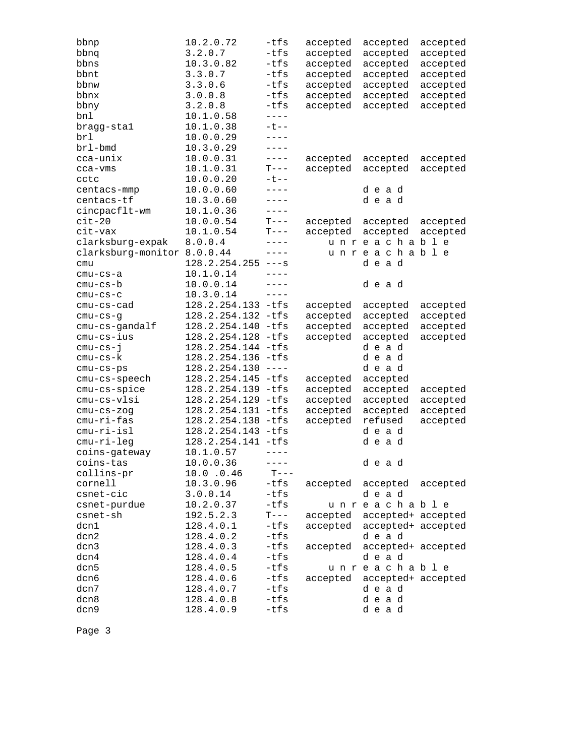```
bbnp              10.2.0.72     -tfs   accepted  accepted  accepted
bbnq              3.2.0.7       -tfs   accepted  accepted  accepted
bbns              10.3.0.82     -tfs   accepted  accepted  accepted
bbnt              3.3.0.7       -tfs   accepted  accepted  accepted
bbnw              3.3.0.6       -tfs   accepted  accepted  accepted
bbnx              3.0.0.8       -tfs   accepted  accepted  accepted
bbny              3.2.0.8       -tfs   accepted  accepted  accepted
bnl               10.1.0.58     ----
bragg-sta1        10.1.0.38     -t--
brl               10.0.0.29     ----
brl-bmd           10.3.0.29     ----
cca-unix          10.0.0.31     ----   accepted  accepted  accepted
cca-vms           10.1.0.31     T---   accepted  accepted  accepted
cctc              10.0.0.20     -t--
centacs-mmp       10.0.0.60     ----             d e a d
centacs-tf        10.3.0.60     ----             d e a d
cincpacflt-wm     10.1.0.36     ----
cit-20            10.0.0.54     T---   accepted  accepted  accepted
cit-vax           10.1.0.54     T---   accepted  accepted  accepted
clarksburg-expak  8.0.0.4       ----       u n r e a c h a b l e
clarksburg-monitor 8.0.0.44     ----       u n r e a c h a b l e
cmu               128.2.254.255 ---s             d e a d
cmu-cs-a          10.1.0.14     ----
cmu-cs-b          10.0.0.14     ----             d e a d
cmu-cs-c          10.3.0.14     ----
cmu-cs-cad        128.2.254.133 -tfs   accepted  accepted  accepted
cmu-cs-g          128.2.254.132 -tfs   accepted  accepted  accepted
cmu-cs-gandalf    128.2.254.140 -tfs   accepted  accepted  accepted
cmu-cs-ius        128.2.254.128 -tfs   accepted  accepted  accepted
cmu-cs-j          128.2.254.144 -tfs             d e a d
cmu-cs-k          128.2.254.136 -tfs             d e a d
cmu-cs-ps         128.2.254.130 ----             d e a d
cmu-cs-speech     128.2.254.145 -tfs   accepted  accepted
cmu-cs-spice      128.2.254.139 -tfs   accepted  accepted  accepted
cmu-cs-vlsi       128.2.254.129 -tfs   accepted  accepted  accepted
cmu-cs-zog        128.2.254.131 -tfs   accepted  accepted  accepted
cmu-ri-fas        128.2.254.138 -tfs   accepted  refused   accepted
cmu-ri-isl        128.2.254.143 -tfs             d e a d
cmu-ri-leg        128.2.254.141 -tfs             d e a d
coins-gateway     10.1.0.57     ----
coins-tas         10.0.0.36     ----             d e a d
collins-pr        10.0 .0.46     T---
cornell           10.3.0.96     -tfs   accepted  accepted  accepted
csnet-cic         3.0.0.14      -tfs             d e a d
csnet-purdue      10.2.0.37     -tfs       u n r e a c h a b l e
csnet-sh          192.5.2.3     T---   accepted  accepted+ accepted
dcn1              128.4.0.1     -tfs   accepted  accepted+ accepted
dcn2              128.4.0.2     -tfs             d e a d
dcn3              128.4.0.3     -tfs   accepted  accepted+ accepted
dcn4              128.4.0.4     -tfs             d e a d
dcn5              128.4.0.5     -tfs       u n r e a c h a b l e
dcn6              128.4.0.6     -tfs   accepted  accepted+ accepted
dcn7              128.4.0.7     -tfs             d e a d
dcn8              128.4.0.8     -tfs             d e a d
dcn9              128.4.0.9     -tfs             d e a d
```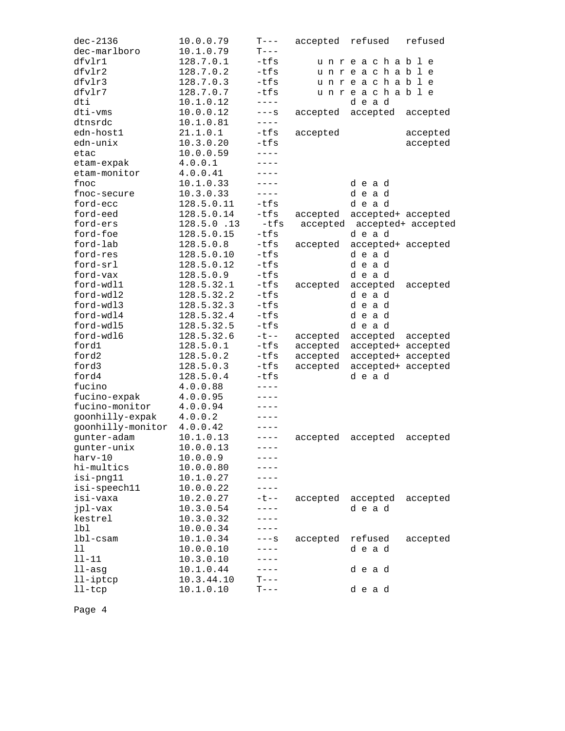```
dec-2136           10.0.0.79      T---   accepted  refused   refused
dec-marlboro       10.1.0.79      T---
dfvlr1             128.7.0.1      -tfs      u n r e a c h a b l e
dfvlr2             128.7.0.2      -tfs      u n r e a c h a b l e
dfvlr3             128.7.0.3      -tfs      u n r e a c h a b l e
dfvlr7             128.7.0.7      -tfs      u n r e a c h a b l e
dti                10.1.0.12      ----            d e a d
dti-vms            10.0.0.12      ---s   accepted  accepted  accepted
dtnsrdc            10.1.0.81      ----
edn-host1          21.1.0.1       -tfs   accepted            accepted
edn-unix           10.3.0.20      -tfs                       accepted
etac               10.0.0.59      ----
etam-expak         4.0.0.1        ----
etam-monitor       4.0.0.41       ----
fnoc               10.1.0.33      ----            d e a d
fnoc-secure        10.3.0.33      ----            d e a d
ford-ecc           128.5.0.11     -tfs            d e a d
ford-eed           128.5.0.14     -tfs   accepted  accepted+ accepted
ford-ers           128.5.0 .13     -tfs   accepted  accepted+ accepted
ford-foe           128.5.0.15     -tfs            d e a d
ford-lab           128.5.0.8      -tfs   accepted  accepted+ accepted
ford-res           128.5.0.10     -tfs            d e a d
ford-srl           128.5.0.12     -tfs            d e a d
ford-vax           128.5.0.9      -tfs            d e a d
ford-wdl1          128.5.32.1     -tfs   accepted  accepted  accepted
ford-wdl2          128.5.32.2     -tfs            d e a d
ford-wdl3          128.5.32.3     -tfs            d e a d
ford-wdl4          128.5.32.4     -tfs            d e a d
ford-wdl5          128.5.32.5     -tfs            d e a d
ford-wdl6          128.5.32.6     -t--   accepted  accepted  accepted
ford1              128.5.0.1      -tfs   accepted  accepted+ accepted
ford2              128.5.0.2      -tfs   accepted  accepted+ accepted
ford3              128.5.0.3      -tfs   accepted  accepted+ accepted
ford4              128.5.0.4      -tfs            d e a d
fucino             4.0.0.88       ----
fucino-expak       4.0.0.95       ----
fucino-monitor     4.0.0.94       ----
goonhilly-expak    4.0.0.2        ----
goonhilly-monitor  4.0.0.42       ----
gunter-adam        10.1.0.13      ----   accepted  accepted  accepted
gunter-unix        10.0.0.13      ----
harv-10            10.0.0.9       ----
hi-multics         10.0.0.80      ----
isi-png11          10.1.0.27      ----
isi-speech11       10.0.0.22      ----
isi-vaxa           10.2.0.27      -t--   accepted  accepted  accepted
jpl-vax            10.3.0.54      ----            d e a d
kestrel            10.3.0.32      ----
lbl                10.0.0.34      ----
lbl-csam           10.1.0.34      ---s   accepted  refused   accepted
ll                 10.0.0.10      ----            d e a d
ll-11              10.3.0.10      ----
ll-asg             10.1.0.44      ----            d e a d
ll-iptcp           10.3.44.10     T---
ll-tcp             10.1.0.10      T---            d e a d
```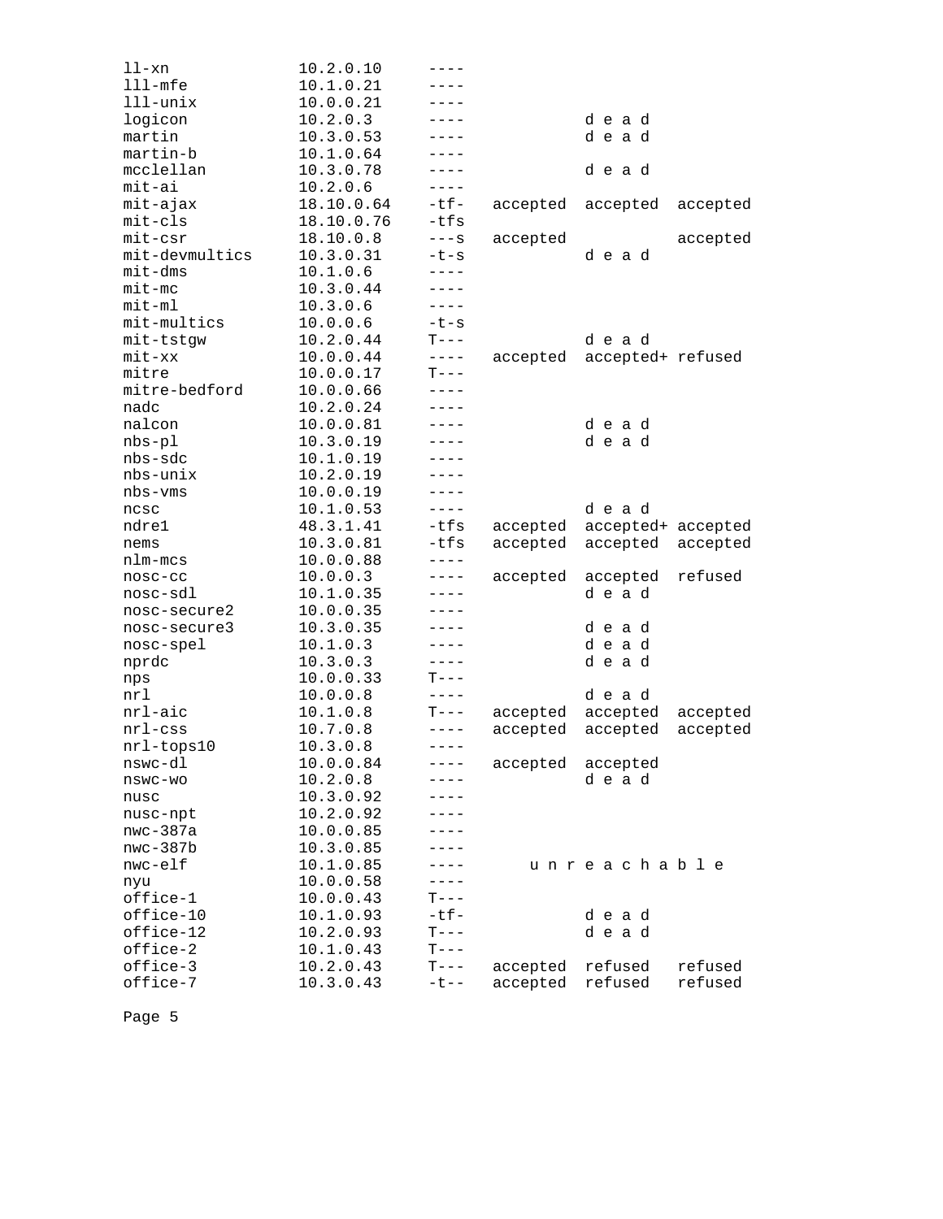```
ll-xn             10.2.0.10     ----
lll-mfe           10.1.0.21     ----
lll-unix          10.0.0.21     ----
logicon           10.2.0.3      ----             d e a d
martin            10.3.0.53     ----             d e a d
martin-b          10.1.0.64     ----
mcclellan         10.3.0.78     ----             d e a d
mit-ai            10.2.0.6      ----
mit-ajax          18.10.0.64    -tf-   accepted  accepted  accepted
mit-cls           18.10.0.76    -tfs
mit-csr           18.10.0.8     ---s   accepted            accepted
mit-devmultics    10.3.0.31     -t-s             d e a d
mit-dms           10.1.0.6      ----
mit-mc            10.3.0.44     ----
mit-ml            10.3.0.6      ----
mit-multics       10.0.0.6      -t-s
mit-tstgw         10.2.0.44     T---             d e a d
mit-xx            10.0.0.44     ----   accepted  accepted+ refused
mitre             10.0.0.17     T---
mitre-bedford     10.0.0.66     ----
nadc              10.2.0.24     ----
nalcon            10.0.0.81     ----             d e a d
nbs-pl            10.3.0.19     ----             d e a d
nbs-sdc           10.1.0.19     ----
nbs-unix          10.2.0.19     ----
nbs-vms           10.0.0.19     ----
ncsc              10.1.0.53     ----             d e a d
ndre1             48.3.1.41     -tfs   accepted  accepted+ accepted
nems              10.3.0.81     -tfs   accepted  accepted  accepted
nlm-mcs           10.0.0.88     ----
nosc-cc           10.0.0.3      ----   accepted  accepted  refused
nosc-sdl          10.1.0.35     ----             d e a d
nosc-secure2      10.0.0.35     ----
nosc-secure3      10.3.0.35     ----             d e a d
nosc-spel         10.1.0.3      ----             d e a d
nprdc             10.3.0.3      ----             d e a d
nps               10.0.0.33     T---
nrl               10.0.0.8      ----             d e a d
nrl-aic           10.1.0.8      T---   accepted  accepted  accepted
nrl-css           10.7.0.8      ----   accepted  accepted  accepted
nrl-tops10        10.3.0.8      ----
nswc-dl           10.0.0.84     ----   accepted  accepted
nswc-wo           10.2.0.8      ----             d e a d
nusc              10.3.0.92     ----
nusc-npt          10.2.0.92     ----
nwc-387a          10.0.0.85     ----
nwc-387b          10.3.0.85     ----
nwc-elf           10.1.0.85     ----       u n r e a c h a b l e
nyu               10.0.0.58     ----
office-1          10.0.0.43     T---
office-10         10.1.0.93     -tf-             d e a d
office-12         10.2.0.93     T---             d e a d
office-2          10.1.0.43     T---
office-3          10.2.0.43     T---   accepted  refused   refused
office-7          10.3.0.43     -t--   accepted  refused   refused
```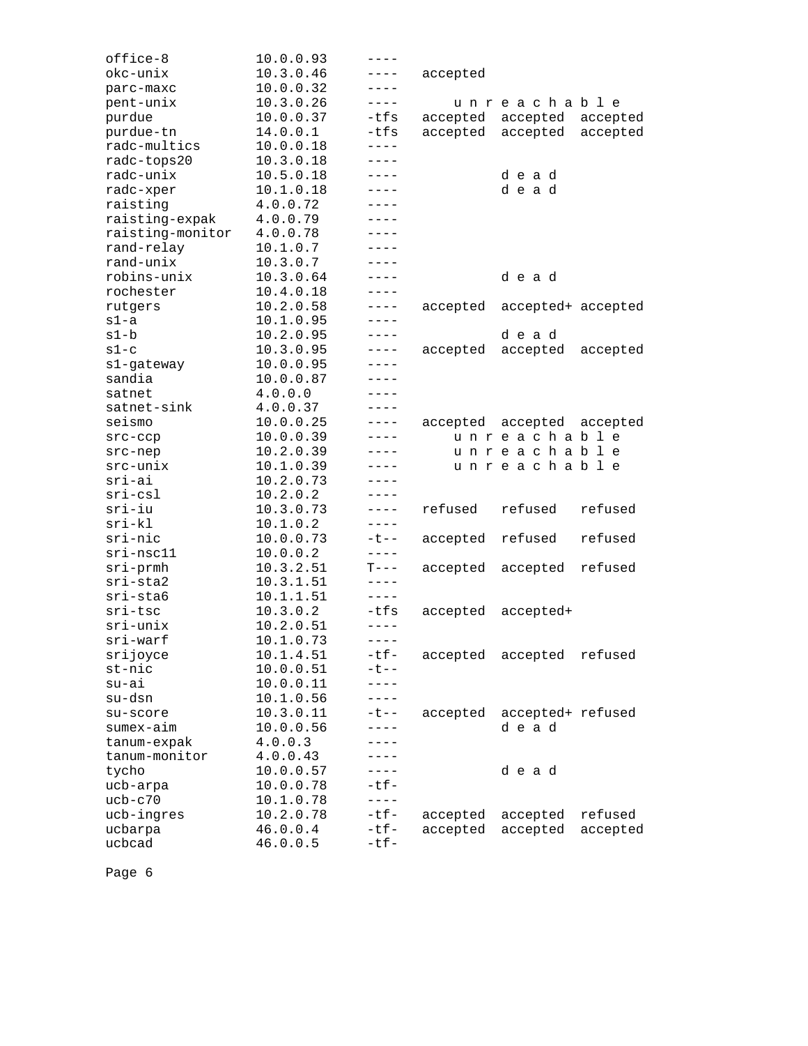```
office-8          10.0.0.93     ----
okc-unix          10.3.0.46     ----   accepted
parc-maxc         10.0.0.32     ----
pent-unix         10.3.0.26     ----       u n r e a c h a b l e
purdue            10.0.0.37     -tfs   accepted  accepted  accepted
purdue-tn         14.0.0.1      -tfs   accepted  accepted  accepted
radc-multics      10.0.0.18     ----
radc-tops20       10.3.0.18     ----
radc-unix         10.5.0.18     ----             d e a d
radc-xper         10.1.0.18     ----             d e a d
raisting          4.0.0.72      ----
raisting-expak    4.0.0.79      ----
raisting-monitor  4.0.0.78      ----
rand-relay        10.1.0.7      ----
rand-unix         10.3.0.7      ----
robins-unix       10.3.0.64     ----             d e a d
rochester         10.4.0.18     ----
rutgers           10.2.0.58     ----   accepted  accepted+ accepted
s1-a              10.1.0.95     ----
s1-b              10.2.0.95     ----             d e a d
s1-c              10.3.0.95     ----   accepted  accepted  accepted
s1-gateway        10.0.0.95     ----
sandia            10.0.0.87     ----
satnet            4.0.0.0       ----
satnet-sink       4.0.0.37      ----
seismo            10.0.0.25     ----   accepted  accepted  accepted
src-ccp           10.0.0.39     ----       u n r e a c h a b l e
src-nep           10.2.0.39     ----       u n r e a c h a b l e
src-unix          10.1.0.39     ----       u n r e a c h a b l e
sri-ai            10.2.0.73     ----
sri-csl           10.2.0.2      ----
sri-iu            10.3.0.73     ----   refused   refused   refused
sri-kl            10.1.0.2      ----
sri-nic           10.0.0.73     -t--   accepted  refused   refused
sri-nsc11         10.0.0.2      ----
sri-prmh          10.3.2.51     T---   accepted  accepted  refused
sri-sta2          10.3.1.51     ----
sri-sta6          10.1.1.51     ----
sri-tsc           10.3.0.2      -tfs   accepted  accepted+
sri-unix          10.2.0.51     ----
sri-warf          10.1.0.73     ----
srijoyce          10.1.4.51     -tf-   accepted  accepted  refused
st-nic            10.0.0.51     -t--
su-ai             10.0.0.11     ----
su-dsn            10.1.0.56     ----
su-score          10.3.0.11     -t--   accepted  accepted+ refused
sumex-aim         10.0.0.56     ----             d e a d
tanum-expak       4.0.0.3       ----
tanum-monitor     4.0.0.43      ----
tycho             10.0.0.57     ----             d e a d
ucb-arpa          10.0.0.78     -tf-
ucb-c70           10.1.0.78     ----
ucb-ingres        10.2.0.78     -tf-   accepted  accepted  refused
ucbarpa           46.0.0.4      -tf-   accepted  accepted  accepted
ucbcad            46.0.0.5      -tf-
```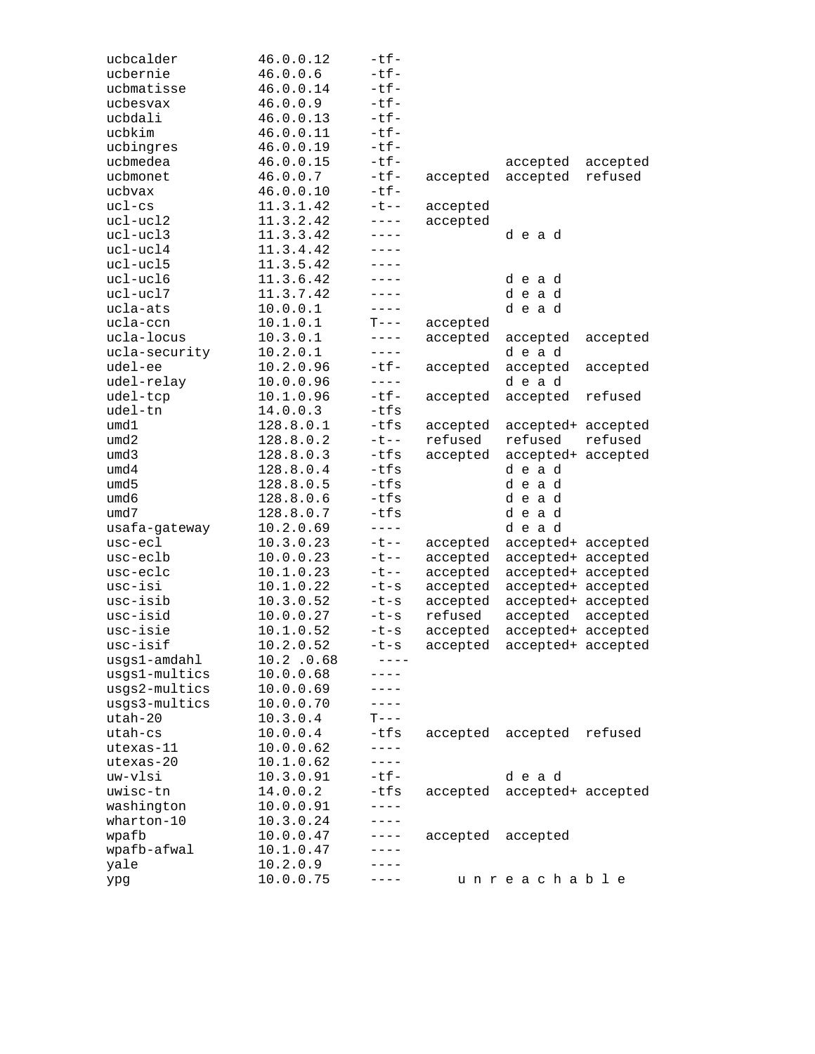```
ucbcalder          46.0.0.12     -tf-
ucbernie           46.0.0.6      -tf-
ucbmatisse         46.0.0.14     -tf-
ucbesvax           46.0.0.9      -tf-
ucbdali            46.0.0.13     -tf-
ucbkim             46.0.0.11     -tf-
ucbingres          46.0.0.19     -tf-
ucbmedea           46.0.0.15     -tf-                accepted  accepted
ucbmonet           46.0.0.7      -tf-    accepted    accepted  refused
ucbvax             46.0.0.10     -tf-
ucl-cs             11.3.1.42     -t--    accepted
ucl-ucl2           11.3.2.42     ----    accepted
ucl-ucl3           11.3.3.42     ----                d e a d
ucl-ucl4           11.3.4.42     ----
ucl-ucl5           11.3.5.42     ----
ucl-ucl6           11.3.6.42     ----                d e a d
ucl-ucl7           11.3.7.42     ----                d e a d
ucla-ats           10.0.0.1      ----                d e a d
ucla-ccn           10.1.0.1      T---    accepted
ucla-locus         10.3.0.1      ----    accepted    accepted  accepted
ucla-security      10.2.0.1      ----                d e a d
udel-ee            10.2.0.96     -tf-    accepted    accepted  accepted
udel-relay         10.0.0.96     ----                d e a d
udel-tcp           10.1.0.96     -tf-    accepted    accepted  refused
udel-tn            14.0.0.3      -tfs
umd1               128.8.0.1     -tfs    accepted    accepted+ accepted
umd2               128.8.0.2     -t--    refused     refused   refused
umd3               128.8.0.3     -tfs    accepted    accepted+ accepted
umd4               128.8.0.4     -tfs                d e a d
umd5               128.8.0.5     -tfs                d e a d
umd6               128.8.0.6     -tfs                d e a d
umd7               128.8.0.7     -tfs                d e a d
usafa-gateway      10.2.0.69     ----                d e a d
usc-ecl            10.3.0.23     -t--    accepted    accepted+ accepted
usc-eclb           10.0.0.23     -t--    accepted    accepted+ accepted
usc-eclc           10.1.0.23     -t--    accepted    accepted+ accepted
usc-isi            10.1.0.22     -t-s    accepted    accepted+ accepted
usc-isib           10.3.0.52     -t-s    accepted    accepted+ accepted
usc-isid           10.0.0.27     -t-s    refused     accepted  accepted
usc-isie           10.1.0.52     -t-s    accepted    accepted+ accepted
usc-isif           10.2.0.52     -t-s    accepted    accepted+ accepted
usgs1-amdahl       10.2 .0.68     ----
usgs1-multics      10.0.0.68     ----
usgs2-multics      10.0.0.69     ----
usgs3-multics      10.0.0.70     ----
utah-20            10.3.0.4      T---
utah-cs            10.0.0.4      -tfs    accepted    accepted  refused
utexas-11          10.0.0.62     ----
utexas-20          10.1.0.62     ----
uw-vlsi            10.3.0.91     -tf-                d e a d
uwisc-tn           14.0.0.2      -tfs    accepted    accepted+ accepted
washington         10.0.0.91     ----
wharton-10         10.3.0.24     ----
wpafb              10.0.0.47     ----    accepted    accepted
wpafb-afwal        10.1.0.47     ----
yale               10.2.0.9      ----
ypg                10.0.0.75     ----        u n r e a c h a b l e
```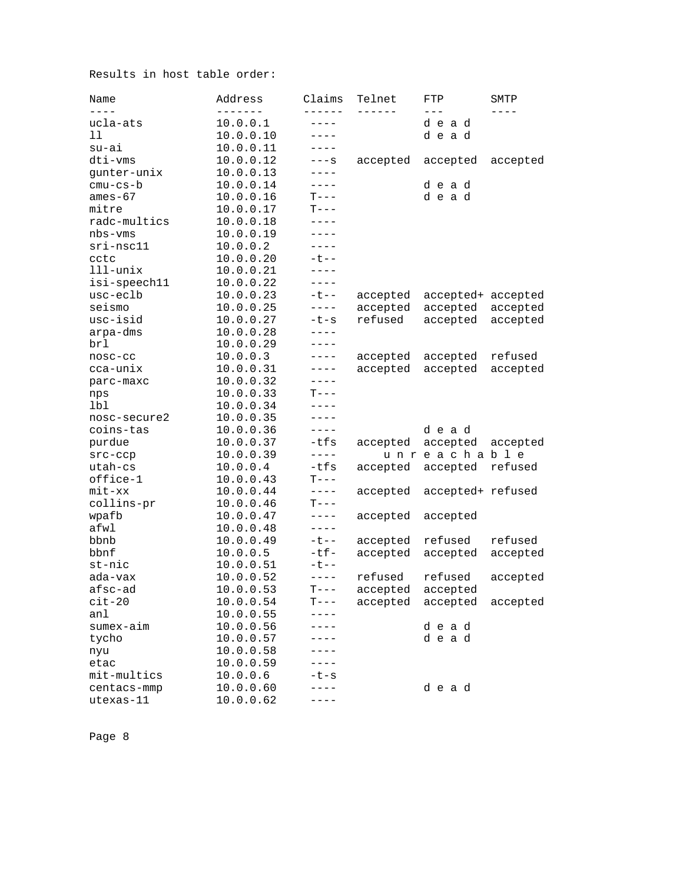Results in host table order:

| Name | Address | Claims | Telnet | FTP | SMTP |
|---|---|---|---|---|---|
| ucla-ats | 10.0.0.1 | ---- | | d e a d | |
| ll | 10.0.0.10 | ---- | | d e a d | |
| su-ai | 10.0.0.11 | ---- | | | |
| dti-vms | 10.0.0.12 | ---s | accepted | accepted | accepted |
| gunter-unix | 10.0.0.13 | ---- | | | |
| cmu-cs-b | 10.0.0.14 | ---- | | d e a d | |
| ames-67 | 10.0.0.16 | T--- | | d e a d | |
| mitre | 10.0.0.17 | T--- | | | |
| radc-multics | 10.0.0.18 | ---- | | | |
| nbs-vms | 10.0.0.19 | ---- | | | |
| sri-nsc11 | 10.0.0.2 | ---- | | | |
| cctc | 10.0.0.20 | -t-- | | | |
| lll-unix | 10.0.0.21 | ---- | | | |
| isi-speech11 | 10.0.0.22 | ---- | | | |
| usc-eclb | 10.0.0.23 | -t-- | accepted | accepted+ | accepted |
| seismo | 10.0.0.25 | ---- | accepted | accepted | accepted |
| usc-isid | 10.0.0.27 | -t-s | refused | accepted | accepted |
| arpa-dms | 10.0.0.28 | ---- | | | |
| brl | 10.0.0.29 | ---- | | | |
| nosc-cc | 10.0.0.3 | ---- | accepted | accepted | refused |
| cca-unix | 10.0.0.31 | ---- | accepted | accepted | accepted |
| parc-maxc | 10.0.0.32 | ---- | | | |
| nps | 10.0.0.33 | T--- | | | |
| lbl | 10.0.0.34 | ---- | | | |
| nosc-secure2 | 10.0.0.35 | ---- | | | |
| coins-tas | 10.0.0.36 | ---- | | d e a d | |
| purdue | 10.0.0.37 | -tfs | accepted | accepted | accepted |
| src-ccp | 10.0.0.39 | ---- | u n r | e a c h a | b l e |
| utah-cs | 10.0.0.4 | -tfs | accepted | accepted | refused |
| office-1 | 10.0.0.43 | T--- | | | |
| mit-xx | 10.0.0.44 | ---- | accepted | accepted+ | refused |
| collins-pr | 10.0.0.46 | T--- | | | |
| wpafb | 10.0.0.47 | ---- | accepted | accepted | |
| afwl | 10.0.0.48 | ---- | | | |
| bbnb | 10.0.0.49 | -t-- | accepted | refused | refused |
| bbnf | 10.0.0.5 | -tf- | accepted | accepted | accepted |
| st-nic | 10.0.0.51 | -t-- | | | |
| ada-vax | 10.0.0.52 | ---- | refused | refused | accepted |
| afsc-ad | 10.0.0.53 | T--- | accepted | accepted | |
| cit-20 | 10.0.0.54 | T--- | accepted | accepted | accepted |
| anl | 10.0.0.55 | ---- | | | |
| sumex-aim | 10.0.0.56 | ---- | | d e a d | |
| tycho | 10.0.0.57 | ---- | | d e a d | |
| nyu | 10.0.0.58 | ---- | | | |
| etac | 10.0.0.59 | ---- | | | |
| mit-multics | 10.0.0.6 | -t-s | | | |
| centacs-mmp | 10.0.0.60 | ---- | | d e a d | |
| utexas-11 | 10.0.0.62 | ---- | | | |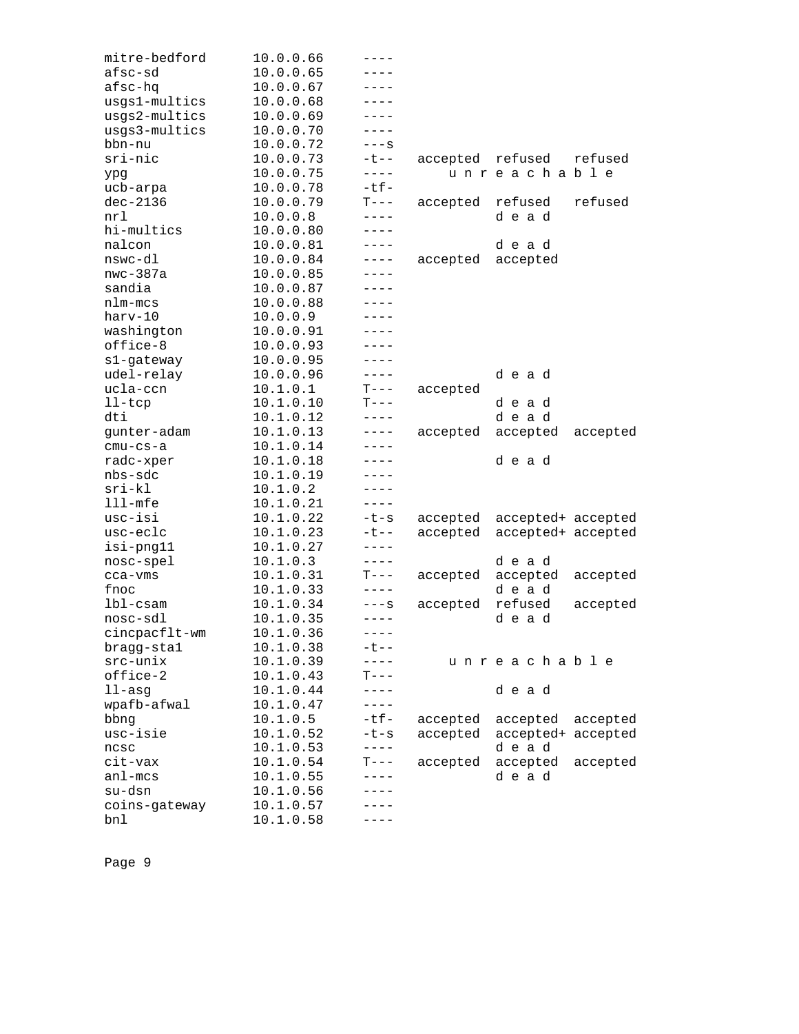```
mitre-bedford      10.0.0.66     ----
afsc-sd            10.0.0.65     ----
afsc-hq            10.0.0.67     ----
usgs1-multics      10.0.0.68     ----
usgs2-multics      10.0.0.69     ----
usgs3-multics      10.0.0.70     ----
bbn-nu             10.0.0.72     ---s
sri-nic            10.0.0.73     -t--   accepted  refused   refused
ypg                10.0.0.75     ----       u n r e a c h a b l e
ucb-arpa           10.0.0.78     -tf-
dec-2136           10.0.0.79     T---   accepted  refused   refused
nrl                10.0.0.8      ----             d e a d
hi-multics         10.0.0.80     ----
nalcon             10.0.0.81     ----             d e a d
nswc-dl            10.0.0.84     ----   accepted  accepted
nwc-387a           10.0.0.85     ----
sandia             10.0.0.87     ----
nlm-mcs            10.0.0.88     ----
harv-10            10.0.0.9      ----
washington         10.0.0.91     ----
office-8           10.0.0.93     ----
s1-gateway         10.0.0.95     ----
udel-relay         10.0.0.96     ----             d e a d
ucla-ccn           10.1.0.1      T---   accepted
ll-tcp             10.1.0.10     T---             d e a d
dti                10.1.0.12     ----             d e a d
gunter-adam        10.1.0.13     ----   accepted  accepted  accepted
cmu-cs-a           10.1.0.14     ----
radc-xper          10.1.0.18     ----             d e a d
nbs-sdc            10.1.0.19     ----
sri-kl             10.1.0.2      ----
lll-mfe            10.1.0.21     ----
usc-isi            10.1.0.22     -t-s   accepted  accepted+ accepted
usc-eclc           10.1.0.23     -t--   accepted  accepted+ accepted
isi-png11          10.1.0.27     ----
nosc-spel          10.1.0.3      ----             d e a d
cca-vms            10.1.0.31     T---   accepted  accepted  accepted
fnoc               10.1.0.33     ----             d e a d
lbl-csam           10.1.0.34     ---s   accepted  refused   accepted
nosc-sdl           10.1.0.35     ----             d e a d
cincpacflt-wm      10.1.0.36     ----
bragg-sta1         10.1.0.38     -t--
src-unix           10.1.0.39     ----       u n r e a c h a b l e
office-2           10.1.0.43     T---
ll-asg             10.1.0.44     ----             d e a d
wpafb-afwal        10.1.0.47     ----
bbng               10.1.0.5      -tf-   accepted  accepted  accepted
usc-isie           10.1.0.52     -t-s   accepted  accepted+ accepted
ncsc               10.1.0.53     ----             d e a d
cit-vax            10.1.0.54     T---   accepted  accepted  accepted
anl-mcs            10.1.0.55     ----             d e a d
su-dsn             10.1.0.56     ----
coins-gateway      10.1.0.57     ----
bnl                10.1.0.58     ----
```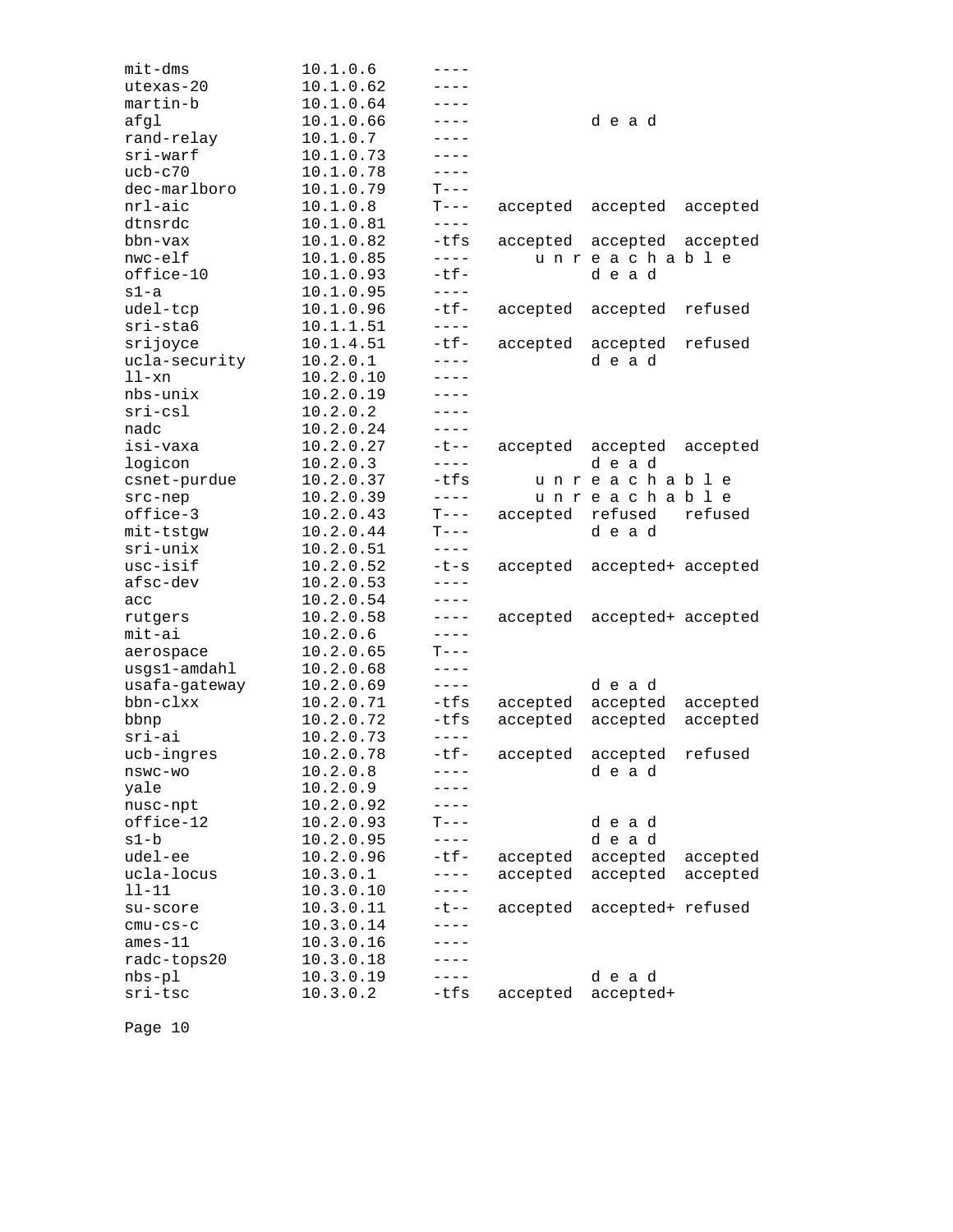```
mit-dms          10.1.0.6      ----
utexas-20        10.1.0.62     ----
martin-b         10.1.0.64     ----
afgl             10.1.0.66     ----           d e a d
rand-relay       10.1.0.7      ----
sri-warf         10.1.0.73     ----
ucb-c70          10.1.0.78     ----
dec-marlboro     10.1.0.79     T---
nrl-aic          10.1.0.8      T---   accepted  accepted  accepted
dtnsrdc          10.1.0.81     ----
bbn-vax          10.1.0.82     -tfs   accepted  accepted  accepted
nwc-elf          10.1.0.85     ----       u n r e a c h a b l e
office-10        10.1.0.93     -tf-           d e a d
s1-a             10.1.0.95     ----
udel-tcp         10.1.0.96     -tf-   accepted  accepted  refused
sri-sta6         10.1.1.51     ----
srijoyce         10.1.4.51     -tf-   accepted  accepted  refused
ucla-security    10.2.0.1      ----           d e a d
ll-xn            10.2.0.10     ----
nbs-unix         10.2.0.19     ----
sri-csl          10.2.0.2      ----
nadc             10.2.0.24     ----
isi-vaxa         10.2.0.27     -t--   accepted  accepted  accepted
logicon          10.2.0.3      ----           d e a d
csnet-purdue     10.2.0.37     -tfs       u n r e a c h a b l e
src-nep          10.2.0.39     ----       u n r e a c h a b l e
office-3         10.2.0.43     T---   accepted  refused   refused
mit-tstgw        10.2.0.44     T---           d e a d
sri-unix         10.2.0.51     ----
usc-isif         10.2.0.52     -t-s   accepted  accepted+ accepted
afsc-dev         10.2.0.53     ----
acc              10.2.0.54     ----
rutgers          10.2.0.58     ----   accepted  accepted+ accepted
mit-ai           10.2.0.6      ----
aerospace        10.2.0.65     T---
usgs1-amdahl     10.2.0.68     ----
usafa-gateway    10.2.0.69     ----           d e a d
bbn-clxx         10.2.0.71     -tfs   accepted  accepted  accepted
bbnp             10.2.0.72     -tfs   accepted  accepted  accepted
sri-ai           10.2.0.73     ----
ucb-ingres       10.2.0.78     -tf-   accepted  accepted  refused
nswc-wo          10.2.0.8      ----           d e a d
yale             10.2.0.9      ----
nusc-npt         10.2.0.92     ----
office-12        10.2.0.93     T---           d e a d
s1-b             10.2.0.95     ----           d e a d
udel-ee          10.2.0.96     -tf-   accepted  accepted  accepted
ucla-locus       10.3.0.1      ----   accepted  accepted  accepted
ll-11            10.3.0.10     ----
su-score         10.3.0.11     -t--   accepted  accepted+ refused
cmu-cs-c         10.3.0.14     ----
ames-11          10.3.0.16     ----
radc-tops20      10.3.0.18     ----
nbs-pl           10.3.0.19     ----           d e a d
sri-tsc          10.3.0.2      -tfs   accepted  accepted+
```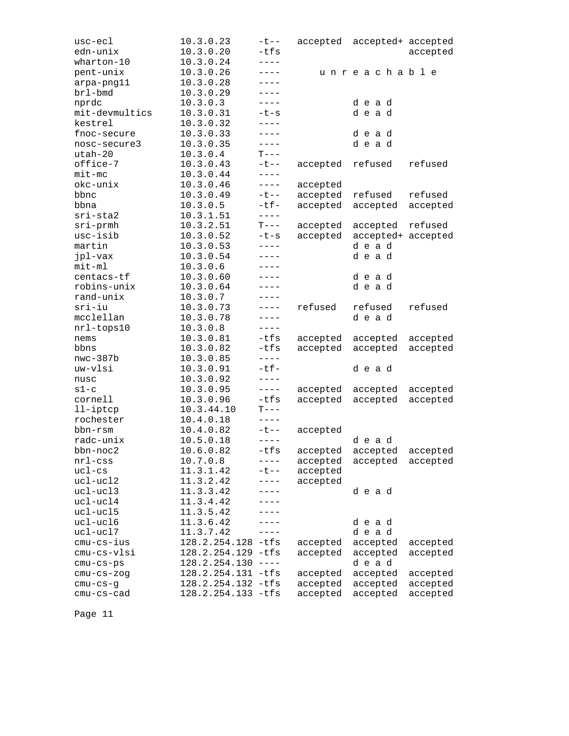```
usc-ecl          10.3.0.23    -t--   accepted  accepted+ accepted
edn-unix         10.3.0.20    -tfs                       accepted
wharton-10       10.3.0.24    ----
pent-unix        10.3.0.26    ----       u n r e a c h a b l e
arpa-png11       10.3.0.28    ----
brl-bmd          10.3.0.29    ----
nprdc            10.3.0.3     ----             d e a d
mit-devmultics   10.3.0.31    -t-s             d e a d
kestrel          10.3.0.32    ----
fnoc-secure      10.3.0.33    ----             d e a d
nosc-secure3     10.3.0.35    ----             d e a d
utah-20          10.3.0.4     T---
office-7         10.3.0.43    -t--   accepted  refused   refused
mit-mc           10.3.0.44    ----
okc-unix         10.3.0.46    ----   accepted
bbnc             10.3.0.49    -t--   accepted  refused   refused
bbna             10.3.0.5     -tf-   accepted  accepted  accepted
sri-sta2         10.3.1.51    ----
sri-prmh         10.3.2.51    T---   accepted  accepted  refused
usc-isib         10.3.0.52    -t-s   accepted  accepted+ accepted
martin           10.3.0.53    ----             d e a d
jpl-vax          10.3.0.54    ----             d e a d
mit-ml           10.3.0.6     ----
centacs-tf       10.3.0.60    ----             d e a d
robins-unix      10.3.0.64    ----             d e a d
rand-unix        10.3.0.7     ----
sri-iu           10.3.0.73    ----   refused   refused   refused
mcclellan        10.3.0.78    ----             d e a d
nrl-tops10       10.3.0.8     ----
nems             10.3.0.81    -tfs   accepted  accepted  accepted
bbns             10.3.0.82    -tfs   accepted  accepted  accepted
nwc-387b         10.3.0.85    ----
uw-vlsi          10.3.0.91    -tf-             d e a d
nusc             10.3.0.92    ----
s1-c             10.3.0.95    ----   accepted  accepted  accepted
cornell          10.3.0.96    -tfs   accepted  accepted  accepted
ll-iptcp         10.3.44.10   T---
rochester        10.4.0.18    ----
bbn-rsm          10.4.0.82    -t--   accepted
radc-unix        10.5.0.18    ----             d e a d
bbn-noc2         10.6.0.82    -tfs   accepted  accepted  accepted
nrl-css          10.7.0.8     ----   accepted  accepted  accepted
ucl-cs           11.3.1.42    -t--   accepted
ucl-ucl2         11.3.2.42    ----   accepted
ucl-ucl3         11.3.3.42    ----             d e a d
ucl-ucl4         11.3.4.42    ----
ucl-ucl5         11.3.5.42    ----
ucl-ucl6         11.3.6.42    ----             d e a d
ucl-ucl7         11.3.7.42    ----             d e a d
cmu-cs-ius       128.2.254.128 -tfs  accepted  accepted  accepted
cmu-cs-vlsi      128.2.254.129 -tfs  accepted  accepted  accepted
cmu-cs-ps        128.2.254.130 ----            d e a d
cmu-cs-zog       128.2.254.131 -tfs  accepted  accepted  accepted
cmu-cs-g         128.2.254.132 -tfs  accepted  accepted  accepted
cmu-cs-cad       128.2.254.133 -tfs  accepted  accepted  accepted
```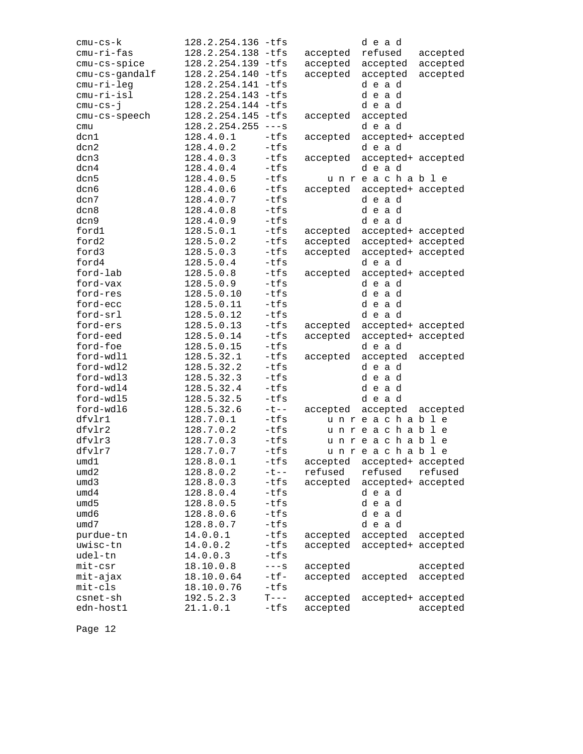```
cmu-cs-k        128.2.254.136 -tfs            d e a d
cmu-ri-fas      128.2.254.138 -tfs  accepted  refused   accepted
cmu-cs-spice    128.2.254.139 -tfs  accepted  accepted  accepted
cmu-cs-gandalf  128.2.254.140 -tfs  accepted  accepted  accepted
cmu-ri-leg      128.2.254.141 -tfs            d e a d
cmu-ri-isl      128.2.254.143 -tfs            d e a d
cmu-cs-j        128.2.254.144 -tfs            d e a d
cmu-cs-speech   128.2.254.145 -tfs  accepted  accepted
cmu             128.2.254.255 ---s            d e a d
dcn1            128.4.0.1     -tfs  accepted  accepted+ accepted
dcn2            128.4.0.2     -tfs            d e a d
dcn3            128.4.0.3     -tfs  accepted  accepted+ accepted
dcn4            128.4.0.4     -tfs            d e a d
dcn5            128.4.0.5     -tfs      u n r e a c h a b l e
dcn6            128.4.0.6     -tfs  accepted  accepted+ accepted
dcn7            128.4.0.7     -tfs            d e a d
dcn8            128.4.0.8     -tfs            d e a d
dcn9            128.4.0.9     -tfs            d e a d
ford1           128.5.0.1     -tfs  accepted  accepted+ accepted
ford2           128.5.0.2     -tfs  accepted  accepted+ accepted
ford3           128.5.0.3     -tfs  accepted  accepted+ accepted
ford4           128.5.0.4     -tfs            d e a d
ford-lab        128.5.0.8     -tfs  accepted  accepted+ accepted
ford-vax        128.5.0.9     -tfs            d e a d
ford-res        128.5.0.10    -tfs            d e a d
ford-ecc        128.5.0.11    -tfs            d e a d
ford-srl        128.5.0.12    -tfs            d e a d
ford-ers        128.5.0.13    -tfs  accepted  accepted+ accepted
ford-eed        128.5.0.14    -tfs  accepted  accepted+ accepted
ford-foe        128.5.0.15    -tfs            d e a d
ford-wdl1       128.5.32.1    -tfs  accepted  accepted  accepted
ford-wdl2       128.5.32.2    -tfs            d e a d
ford-wdl3       128.5.32.3    -tfs            d e a d
ford-wdl4       128.5.32.4    -tfs            d e a d
ford-wdl5       128.5.32.5    -tfs            d e a d
ford-wdl6       128.5.32.6    -t--  accepted  accepted  accepted
dfvlr1          128.7.0.1     -tfs      u n r e a c h a b l e
dfvlr2          128.7.0.2     -tfs      u n r e a c h a b l e
dfvlr3          128.7.0.3     -tfs      u n r e a c h a b l e
dfvlr7          128.7.0.7     -tfs      u n r e a c h a b l e
umd1            128.8.0.1     -tfs  accepted  accepted+ accepted
umd2            128.8.0.2     -t--  refused   refused   refused
umd3            128.8.0.3     -tfs  accepted  accepted+ accepted
umd4            128.8.0.4     -tfs            d e a d
umd5            128.8.0.5     -tfs            d e a d
umd6            128.8.0.6     -tfs            d e a d
umd7            128.8.0.7     -tfs            d e a d
purdue-tn       14.0.0.1      -tfs  accepted  accepted  accepted
uwisc-tn        14.0.0.2      -tfs  accepted  accepted+ accepted
udel-tn         14.0.0.3      -tfs
mit-csr         18.10.0.8     ---s  accepted            accepted
mit-ajax        18.10.0.64    -tf-  accepted  accepted  accepted
mit-cls         18.10.0.76    -tfs
csnet-sh        192.5.2.3     T---  accepted  accepted+ accepted
edn-host1       21.1.0.1      -tfs  accepted            accepted
```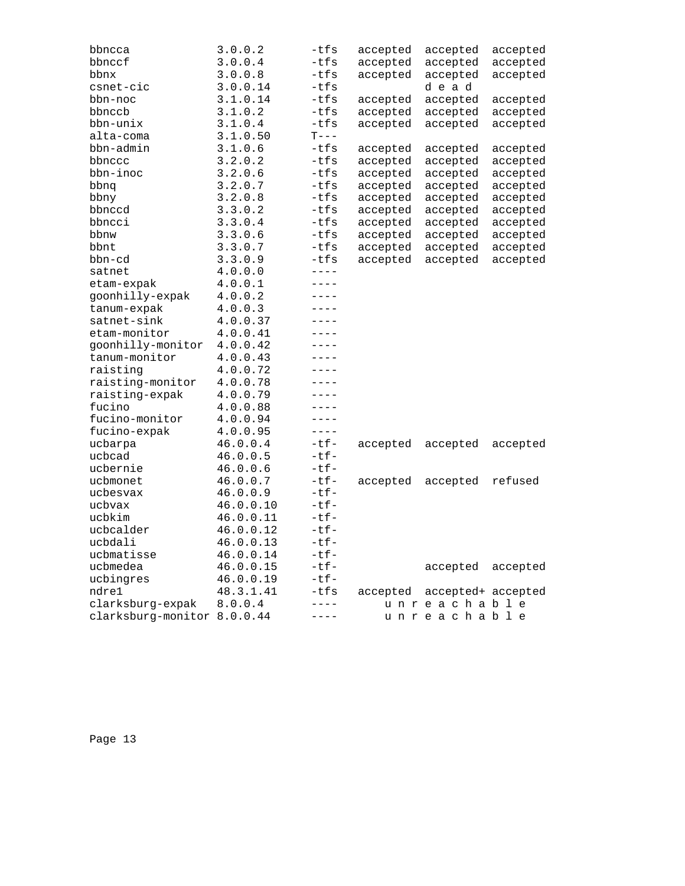| | | | | | |
|---|---|---|---|---|---|
| bbncca | 3.0.0.2 | -tfs | accepted | accepted | accepted |
| bbnccf | 3.0.0.4 | -tfs | accepted | accepted | accepted |
| bbnx | 3.0.0.8 | -tfs | accepted | accepted | accepted |
| csnet-cic | 3.0.0.14 | -tfs | | d e a d | |
| bbn-noc | 3.1.0.14 | -tfs | accepted | accepted | accepted |
| bbnccb | 3.1.0.2 | -tfs | accepted | accepted | accepted |
| bbn-unix | 3.1.0.4 | -tfs | accepted | accepted | accepted |
| alta-coma | 3.1.0.50 | T--- | | | |
| bbn-admin | 3.1.0.6 | -tfs | accepted | accepted | accepted |
| bbnccc | 3.2.0.2 | -tfs | accepted | accepted | accepted |
| bbn-inoc | 3.2.0.6 | -tfs | accepted | accepted | accepted |
| bbnq | 3.2.0.7 | -tfs | accepted | accepted | accepted |
| bbny | 3.2.0.8 | -tfs | accepted | accepted | accepted |
| bbnccd | 3.3.0.2 | -tfs | accepted | accepted | accepted |
| bbncci | 3.3.0.4 | -tfs | accepted | accepted | accepted |
| bbnw | 3.3.0.6 | -tfs | accepted | accepted | accepted |
| bbnt | 3.3.0.7 | -tfs | accepted | accepted | accepted |
| bbn-cd | 3.3.0.9 | -tfs | accepted | accepted | accepted |
| satnet | 4.0.0.0 | ---- | | | |
| etam-expak | 4.0.0.1 | ---- | | | |
| goonhilly-expak | 4.0.0.2 | ---- | | | |
| tanum-expak | 4.0.0.3 | ---- | | | |
| satnet-sink | 4.0.0.37 | ---- | | | |
| etam-monitor | 4.0.0.41 | ---- | | | |
| goonhilly-monitor | 4.0.0.42 | ---- | | | |
| tanum-monitor | 4.0.0.43 | ---- | | | |
| raisting | 4.0.0.72 | ---- | | | |
| raisting-monitor | 4.0.0.78 | ---- | | | |
| raisting-expak | 4.0.0.79 | ---- | | | |
| fucino | 4.0.0.88 | ---- | | | |
| fucino-monitor | 4.0.0.94 | ---- | | | |
| fucino-expak | 4.0.0.95 | ---- | | | |
| ucbarpa | 46.0.0.4 | -tf- | accepted | accepted | accepted |
| ucbcad | 46.0.0.5 | -tf- | | | |
| ucbernie | 46.0.0.6 | -tf- | | | |
| ucbmonet | 46.0.0.7 | -tf- | accepted | accepted | refused |
| ucbesvax | 46.0.0.9 | -tf- | | | |
| ucbvax | 46.0.0.10 | -tf- | | | |
| ucbkim | 46.0.0.11 | -tf- | | | |
| ucbcalder | 46.0.0.12 | -tf- | | | |
| ucbdali | 46.0.0.13 | -tf- | | | |
| ucbmatisse | 46.0.0.14 | -tf- | | | |
| ucbmedea | 46.0.0.15 | -tf- | | accepted | accepted |
| ucbingres | 46.0.0.19 | -tf- | | | |
| ndre1 | 48.3.1.41 | -tfs | accepted | accepted+ | accepted |
| clarksburg-expak | 8.0.0.4 | ---- | | u n r e a c h a b l e | |
| clarksburg-monitor | 8.0.0.44 | ---- | | u n r e a c h a b l e | |